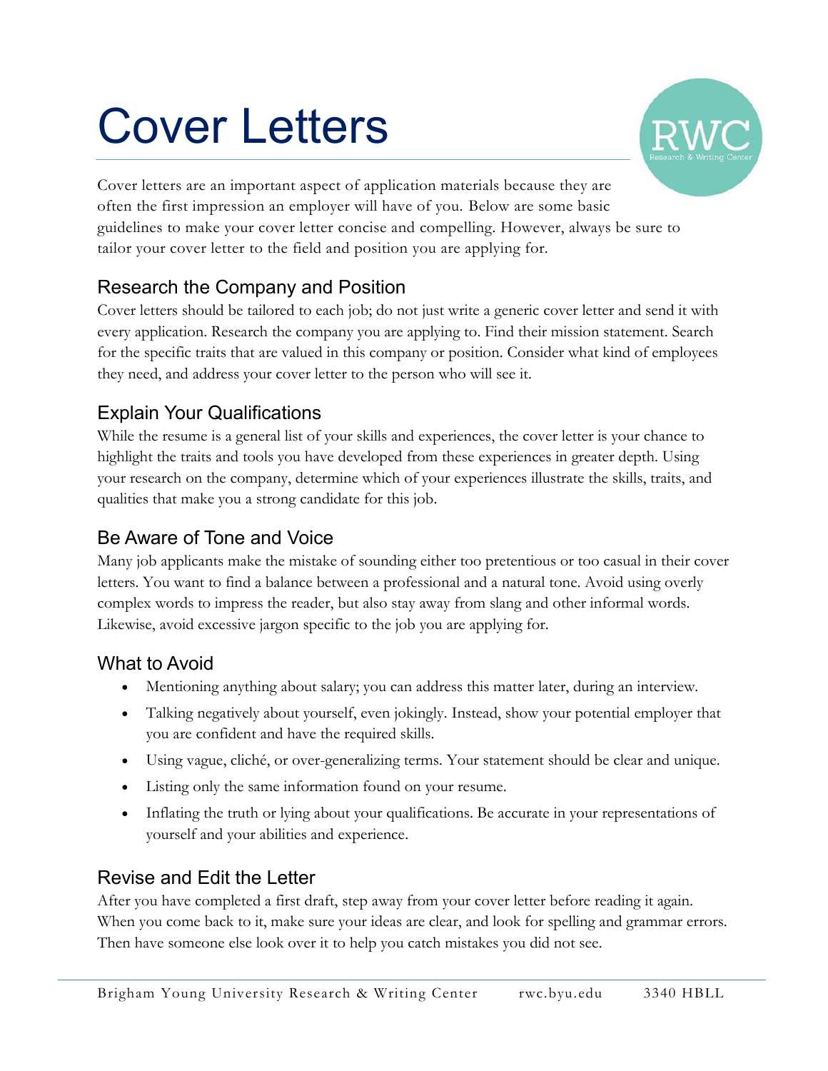# Cover Letters

Cover letters are an important aspect of application materials because they are often the first impression an employer will have of you. Below are some basic guidelines to make your cover letter concise and compelling. However, always be sure to tailor your cover letter to the field and position you are applying for.

## Research the Company and Position

Cover letters should be tailored to each job; do not just write a generic cover letter and send it with every application. Research the company you are applying to. Find their mission statement. Search for the specific traits that are valued in this company or position. Consider what kind of employees they need, and address your cover letter to the person who will see it.

## Explain Your Qualifications

While the resume is a general list of your skills and experiences, the cover letter is your chance to highlight the traits and tools you have developed from these experiences in greater depth. Using your research on the company, determine which of your experiences illustrate the skills, traits, and qualities that make you a strong candidate for this job.

## Be Aware of Tone and Voice

Many job applicants make the mistake of sounding either too pretentious or too casual in their cover letters. You want to find a balance between a professional and a natural tone. Avoid using overly complex words to impress the reader, but also stay away from slang and other informal words. Likewise, avoid excessive jargon specific to the job you are applying for.

## What to Avoid

- Mentioning anything about salary; you can address this matter later, during an interview.
- Talking negatively about yourself, even jokingly. Instead, show your potential employer that you are confident and have the required skills.
- Using vague, cliché, or over-generalizing terms. Your statement should be clear and unique.
- Listing only the same information found on your resume.
- Inflating the truth or lying about your qualifications. Be accurate in your representations of yourself and your abilities and experience.

## Revise and Edit the Letter

After you have completed a first draft, step away from your cover letter before reading it again. When you come back to it, make sure your ideas are clear, and look for spelling and grammar errors. Then have someone else look over it to help you catch mistakes you did not see.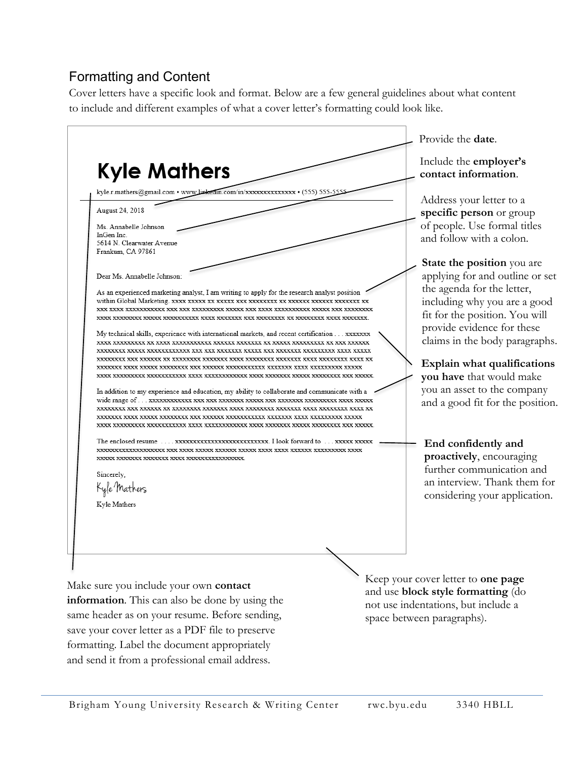## Formatting and Content

Cover letters have a specific look and format. Below are a few general guidelines about what content to include and different examples of what a cover letter's formatting could look like.

# Kyle Mathers

kyle.r.mathers@gmail.com • www.linkedin.com/in/xxxxxxxxxxxxxx • (555) 555-5555

August 24, 2018

Ms. Annabelle Johnson
InGen Inc.
5614 N. Clearwater Avenue
Frankum, CA 97861

Dear Ms. Annabelle Johnson:

As an experienced marketing analyst, I am writing to apply for the research analyst position within Global Marketing. xxxx xxxxx xx xxxxx xxx xxxxxxxx xx xxxxxx xxxxxx xxxxxxx xx xxx xxxx xxxxxxxxxxx xxx xxx xxxxxxxxx xxxxx xxx xxxx xxxxxxxxxx xxxxx xxx xxxxxxxx xxxx xxxxxxxx xxxxx xxxxxxxxxxx xxxx xxxxxxx xxx xxxxxxxx xx xxxxxxxx xxxx xxxxxxx.

My technical skills, experience with international markets, and recent certification . . . xxxxxxx xxxx xxxxxxxxx xx xxxx xxxxxxxxxxx xxxxxx xxxxxxx xx xxxxx xxxxxxxxx xx xxx xxxxxx xxxxxxxx xxxxx xxxxxxxxxxxx xxx xxx xxxxxxx xxxxx xxx xxxxxxx xxxxxxxxx xxxx xxxxx xxxxxxxx xxx xxxxxx xx xxxxxxxx xxxxxxx xxxx xxxxxxxx xxxxxxx xxxx xxxxxxxx xxxx xx xxxxxxx xxxx xxxxx xxxxxxxx xxx xxxxxx xxxxxxxxxxx xxxxxxx xxxx xxxxxxxxx xxxxx xxxx xxxxxxxxx xxxxxxxxxxx xxxx xxxxxxxxxxxx xxxx xxxxxxx xxxxx xxxxxxxx xxx xxxxx.

In addition to my experience and education, my ability to collaborate and communicate with a wide range of . . . xxxxxxxxxxxx xxx xxx xxxxxxx xxxxx xxx xxxxxxx xxxxxxxxx xxxx xxxxx xxxxxxxx xxx xxxxxx xx xxxxxxxx xxxxxxx xxxx xxxxxxxx xxxxxxx xxxx xxxxxxxx xxxx xx xxxxxxx xxxx xxxxx xxxxxxxx xxx xxxxxx xxxxxxxxxxx xxxxxxx xxxx xxxxxxxxx xxxxx xxxx xxxxxxxxx xxxxxxxxxxx xxxx xxxxxxxxxxxx xxxx xxxxxxx xxxxx xxxxxxxx xxx xxxxx.

The enclosed resume . . . . xxxxxxxxxxxxxxxxxxxxxxxxxx. I look forward to . . . xxxxx xxxxx xxxxxxxxxxxxxxxxxx xxx xxxx xxxxx xxxxxx xxxxx xxxx xxxx xxxxxx xxxxxxxxx xxxx xxxxx xxxxxxx xxxxxxx xxxx xxxxxxxxxxxxxxxx.

Sincerely,

Kyle Mathers

Kyle Mathers

---

Provide the **date**.

Include the **employer's contact information**.

Address your letter to a **specific person** or group of people. Use formal titles and follow with a colon.

**State the position** you are applying for and outline or set the agenda for the letter, including why you are a good fit for the position. You will provide evidence for these claims in the body paragraphs.

**Explain what qualifications you have** that would make you an asset to the company and a good fit for the position.

**End confidently and proactively**, encouraging further communication and an interview. Thank them for considering your application.

Make sure you include your own **contact information**. This can also be done by using the same header as on your resume. Before sending, save your cover letter as a PDF file to preserve formatting. Label the document appropriately and send it from a professional email address.

Keep your cover letter to **one page** and use **block style formatting** (do not use indentations, but include a space between paragraphs).